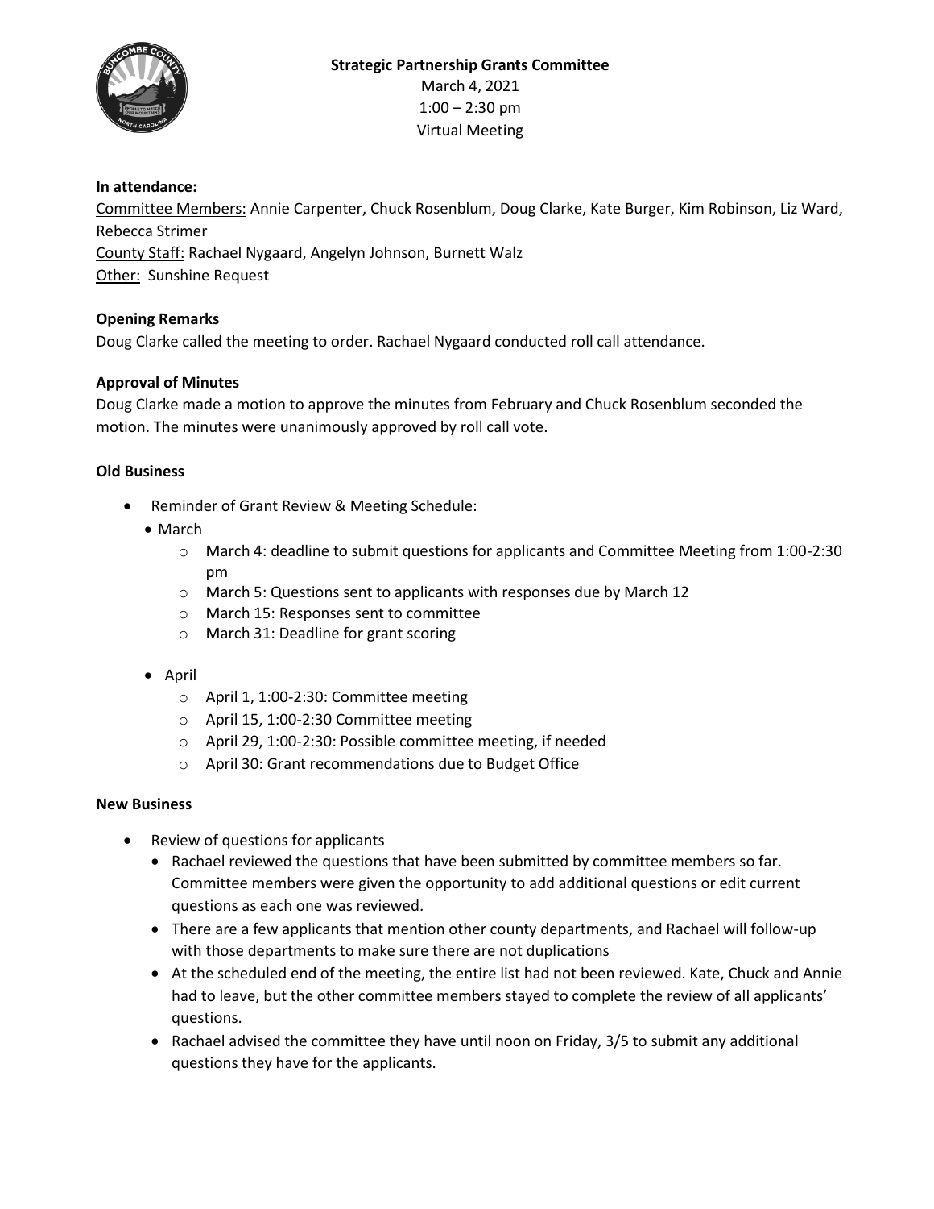**Strategic Partnership Grants Committee**
March 4, 2021
1:00 – 2:30 pm
Virtual Meeting

**In attendance:**
Committee Members: Annie Carpenter, Chuck Rosenblum, Doug Clarke, Kate Burger, Kim Robinson, Liz Ward, Rebecca Strimer
County Staff: Rachael Nygaard, Angelyn Johnson, Burnett Walz
Other: Sunshine Request

**Opening Remarks**
Doug Clarke called the meeting to order. Rachael Nygaard conducted roll call attendance.

**Approval of Minutes**
Doug Clarke made a motion to approve the minutes from February and Chuck Rosenblum seconded the motion. The minutes were unanimously approved by roll call vote.

**Old Business**

- Reminder of Grant Review & Meeting Schedule:
  - March
    - March 4: deadline to submit questions for applicants and Committee Meeting from 1:00-2:30 pm
    - March 5: Questions sent to applicants with responses due by March 12
    - March 15: Responses sent to committee
    - March 31: Deadline for grant scoring
  - April
    - April 1, 1:00-2:30: Committee meeting
    - April 15, 1:00-2:30 Committee meeting
    - April 29, 1:00-2:30: Possible committee meeting, if needed
    - April 30: Grant recommendations due to Budget Office

**New Business**

- Review of questions for applicants
  - Rachael reviewed the questions that have been submitted by committee members so far. Committee members were given the opportunity to add additional questions or edit current questions as each one was reviewed.
  - There are a few applicants that mention other county departments, and Rachael will follow-up with those departments to make sure there are not duplications
  - At the scheduled end of the meeting, the entire list had not been reviewed. Kate, Chuck and Annie had to leave, but the other committee members stayed to complete the review of all applicants' questions.
  - Rachael advised the committee they have until noon on Friday, 3/5 to submit any additional questions they have for the applicants.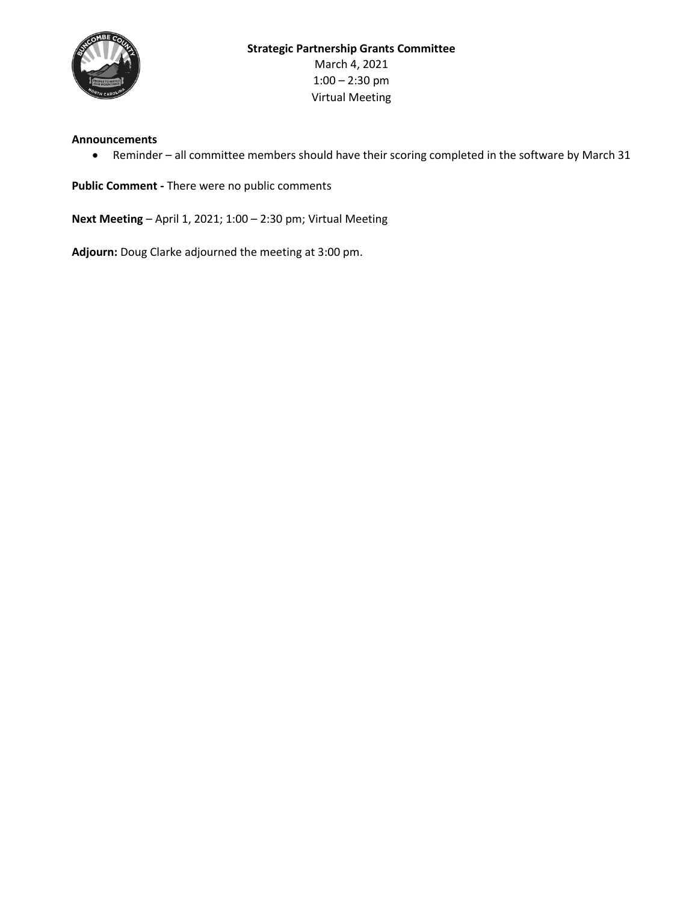**Strategic Partnership Grants Committee**
March 4, 2021
1:00 – 2:30 pm
Virtual Meeting

**Announcements**

- Reminder – all committee members should have their scoring completed in the software by March 31

**Public Comment -** There were no public comments

**Next Meeting** – April 1, 2021; 1:00 – 2:30 pm; Virtual Meeting

**Adjourn:** Doug Clarke adjourned the meeting at 3:00 pm.